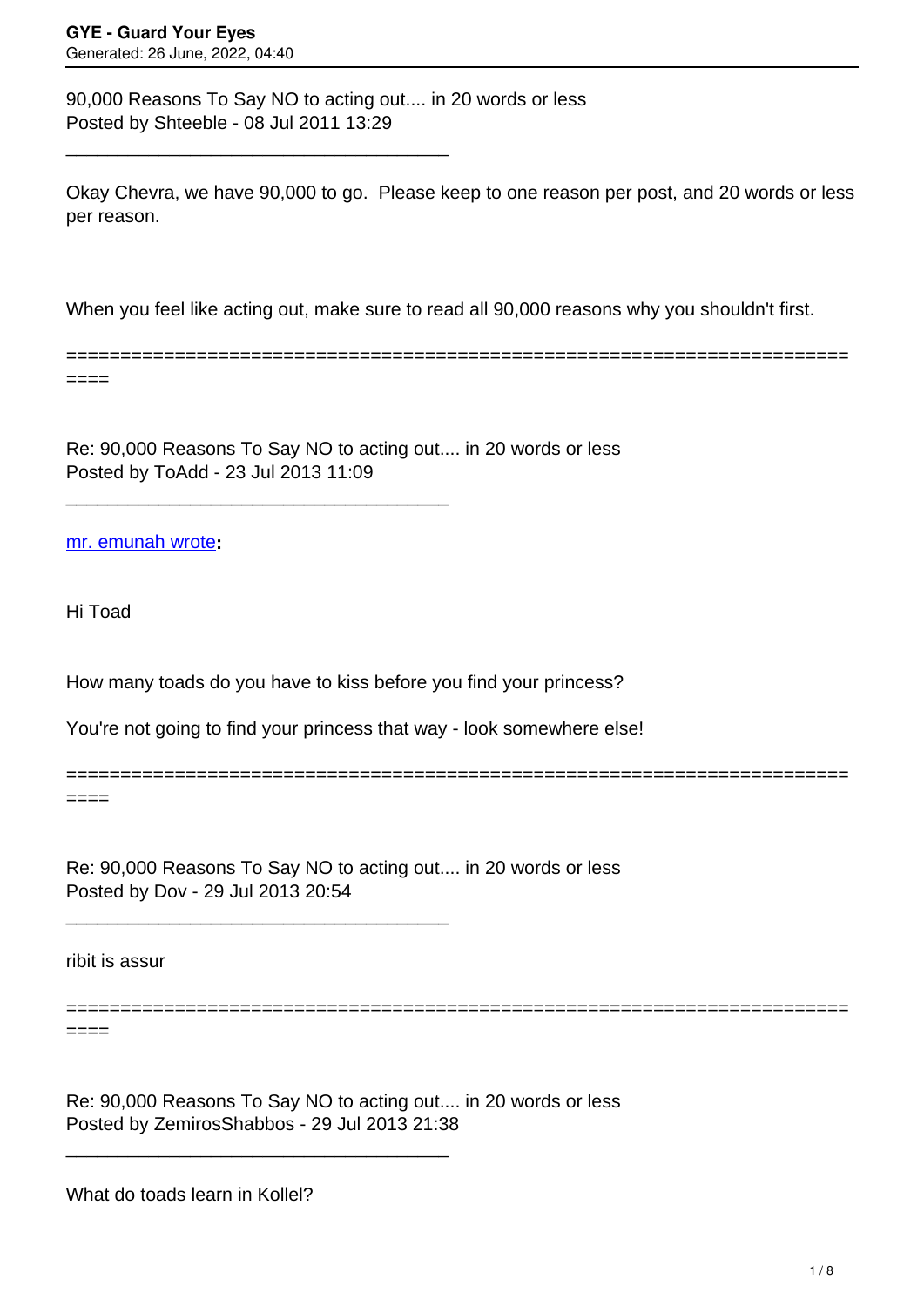**GYE - Guard Your Eyes**
Generated: 26 June, 2022, 04:40

90,000 Reasons To Say NO to acting out.... in 20 words or less
Posted by Shteeble - 08 Jul 2011 13:29

_____________________________________

Okay Chevra, we have 90,000 to go. Please keep to one reason per post, and 20 words or less per reason.

When you feel like acting out, make sure to read all 90,000 reasons why you shouldn't first.

============================================================================

Re: 90,000 Reasons To Say NO to acting out.... in 20 words or less
Posted by ToAdd - 23 Jul 2013 11:09

_____________________________________

mr. emunah wrote**:**

Hi Toad

How many toads do you have to kiss before you find your princess?

You're not going to find your princess that way - look somewhere else!

============================================================================

Re: 90,000 Reasons To Say NO to acting out.... in 20 words or less
Posted by Dov - 29 Jul 2013 20:54

_____________________________________

ribit is assur

============================================================================

Re: 90,000 Reasons To Say NO to acting out.... in 20 words or less
Posted by ZemirosShabbos - 29 Jul 2013 21:38

_____________________________________

What do toads learn in Kollel?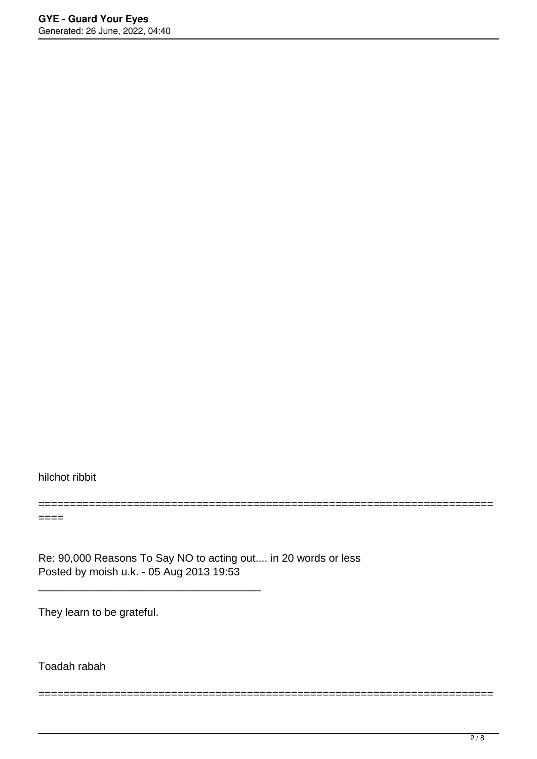hilchot ribbit

============================================================================

Re: 90,000 Reasons To Say NO to acting out.... in 20 words or less
Posted by moish u.k. - 05 Aug 2013 19:53

_____________________________________

They learn to be grateful.

Toadah rabah

============================================================================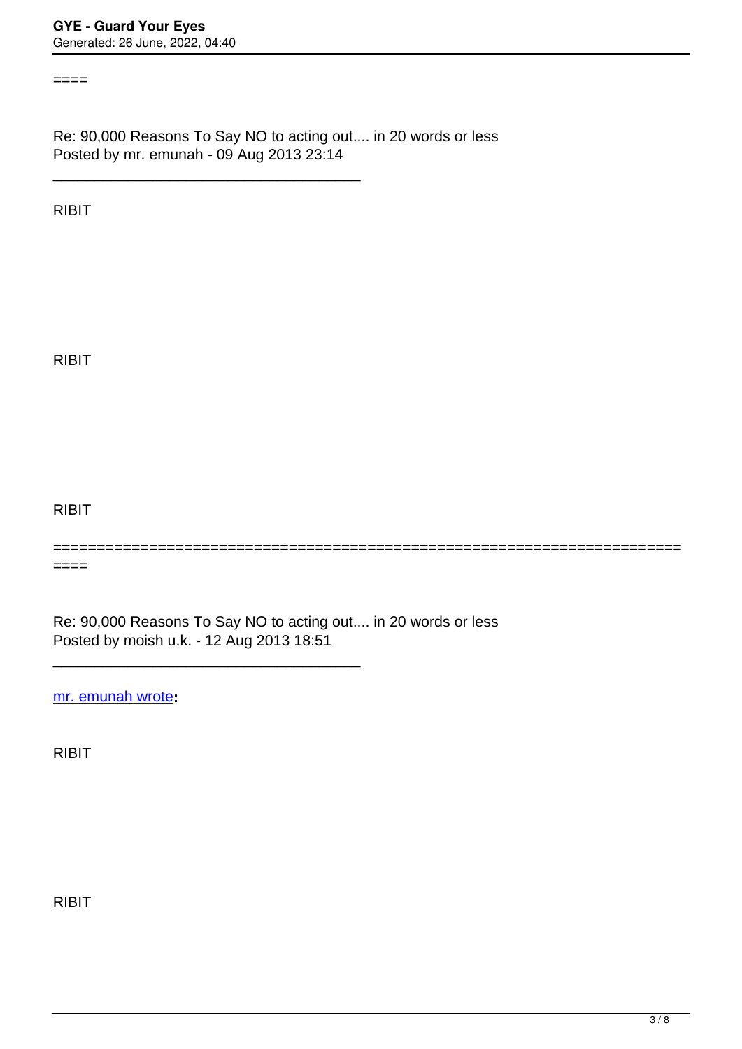====

Re: 90,000 Reasons To Say NO to acting out.... in 20 words or less
Posted by mr. emunah - 09 Aug 2013 23:14

---

RIBIT

RIBIT

RIBIT

========================================================================
====

Re: 90,000 Reasons To Say NO to acting out.... in 20 words or less
Posted by moish u.k. - 12 Aug 2013 18:51

---

mr. emunah wrote**:**

RIBIT

RIBIT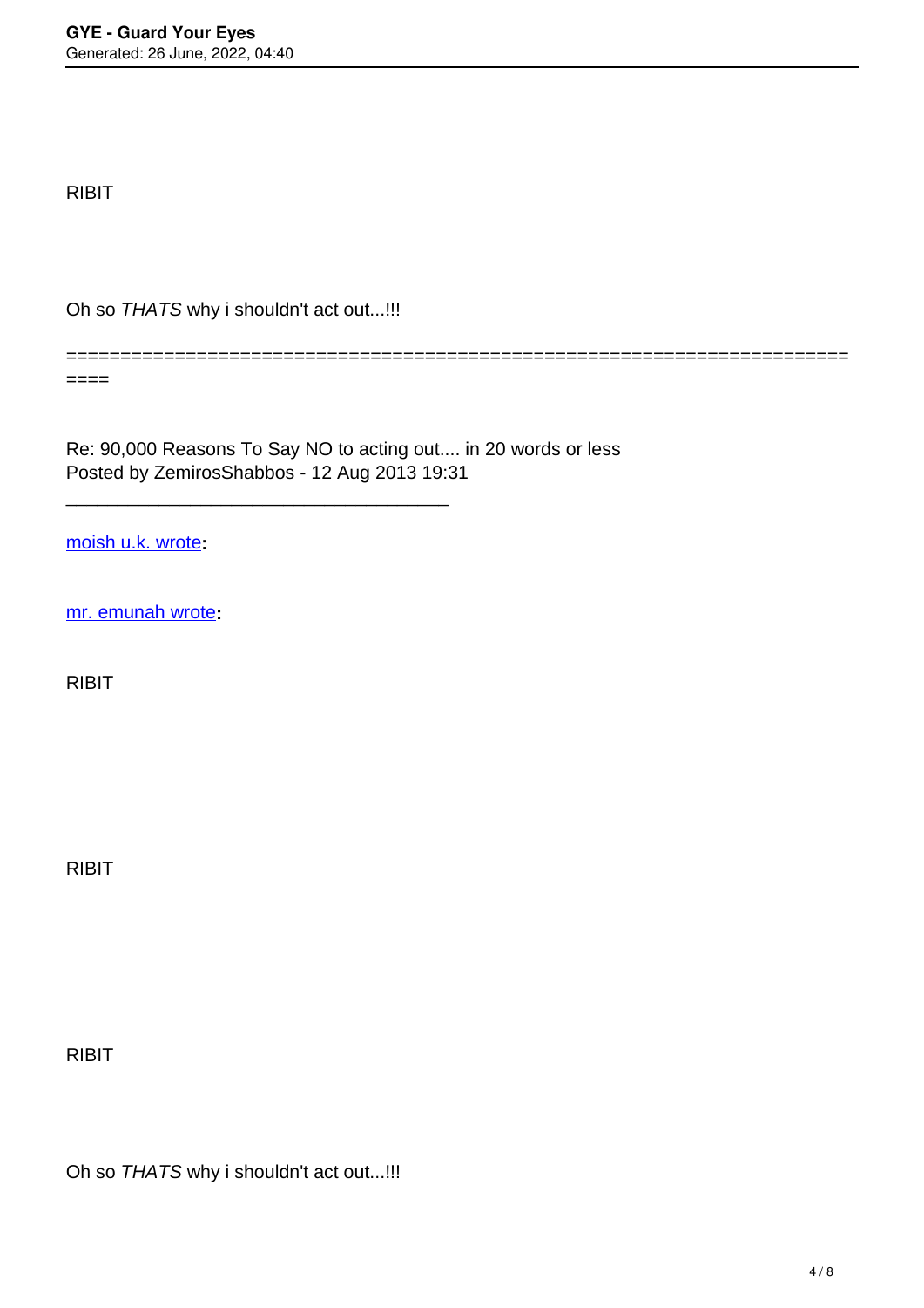RIBIT

Oh so *THATS* why i shouldn't act out...!!!

============================================================================

Re: 90,000 Reasons To Say NO to acting out.... in 20 words or less
Posted by ZemirosShabbos - 12 Aug 2013 19:31

---

moish u.k. wrote**:**

mr. emunah wrote**:**

RIBIT

RIBIT

RIBIT

Oh so *THATS* why i shouldn't act out...!!!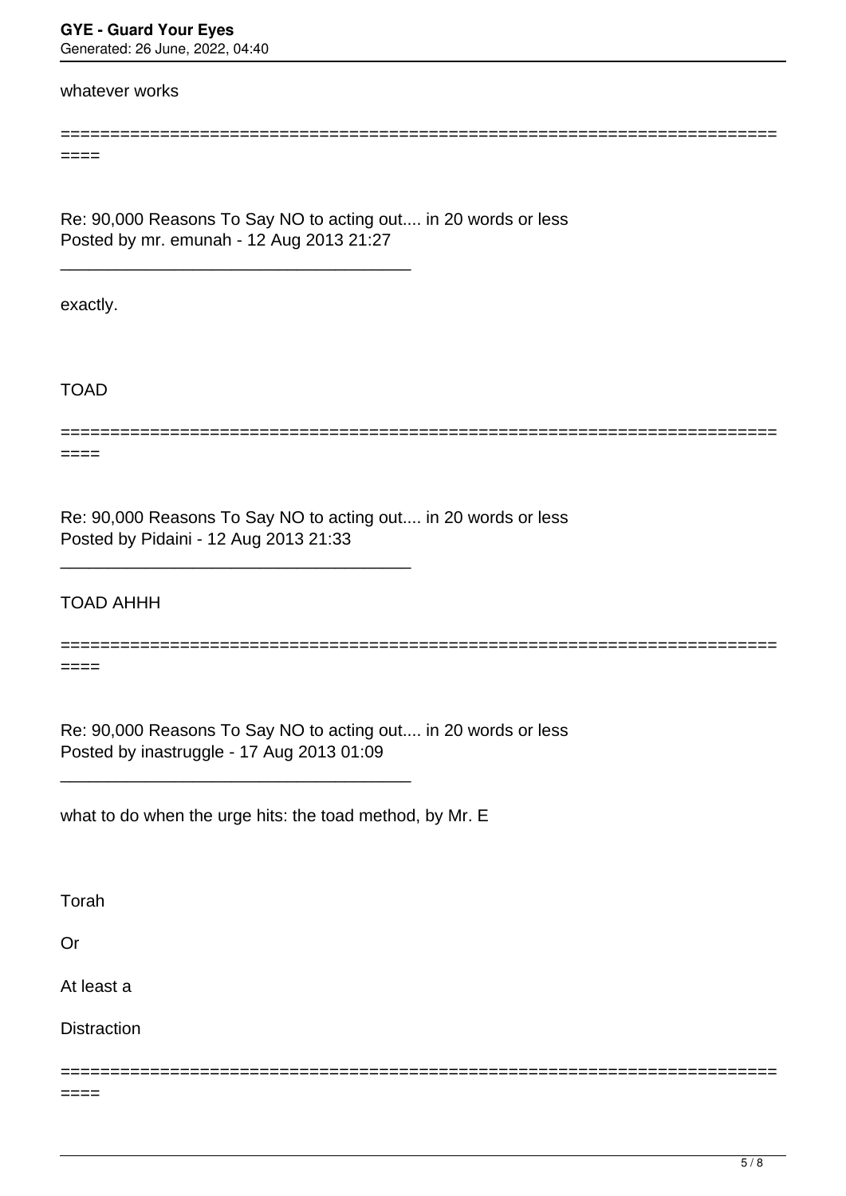whatever works

============================================================================

Re: 90,000 Reasons To Say NO to acting out.... in 20 words or less
Posted by mr. emunah - 12 Aug 2013 21:27

_____________________________________

exactly.

TOAD

============================================================================

Re: 90,000 Reasons To Say NO to acting out.... in 20 words or less
Posted by Pidaini - 12 Aug 2013 21:33

_____________________________________

TOAD AHHH

============================================================================

Re: 90,000 Reasons To Say NO to acting out.... in 20 words or less
Posted by inastruggle - 17 Aug 2013 01:09

_____________________________________

what to do when the urge hits: the toad method, by Mr. E

Torah

Or

At least a

Distraction

============================================================================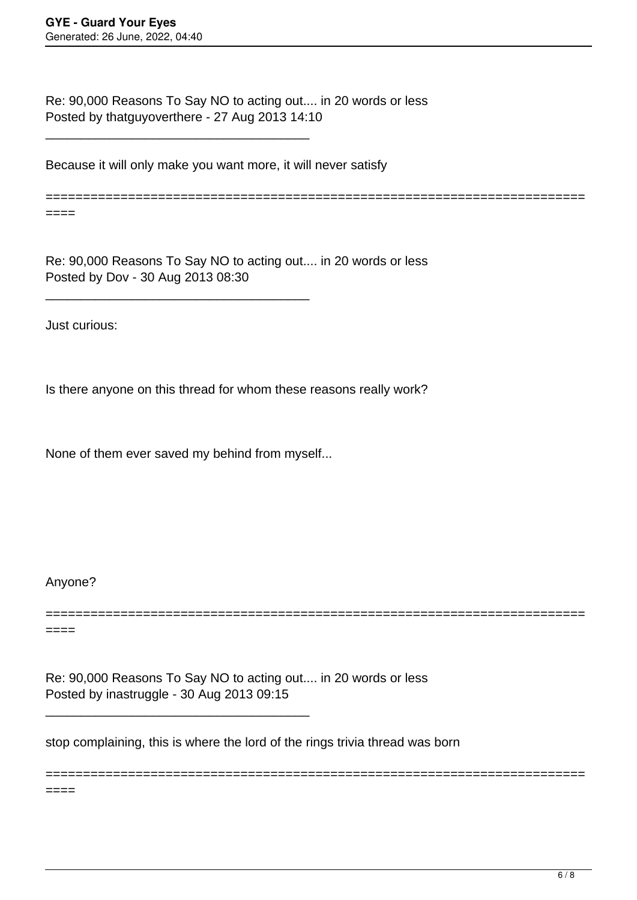Re: 90,000 Reasons To Say NO to acting out.... in 20 words or less
Posted by thatguyoverthere - 27 Aug 2013 14:10

---

Because it will only make you want more, it will never satisfy

=========================================================================

Re: 90,000 Reasons To Say NO to acting out.... in 20 words or less
Posted by Dov - 30 Aug 2013 08:30

---

Just curious:

Is there anyone on this thread for whom these reasons really work?

None of them ever saved my behind from myself...

Anyone?

=========================================================================

Re: 90,000 Reasons To Say NO to acting out.... in 20 words or less
Posted by inastruggle - 30 Aug 2013 09:15

---

stop complaining, this is where the lord of the rings trivia thread was born

=========================================================================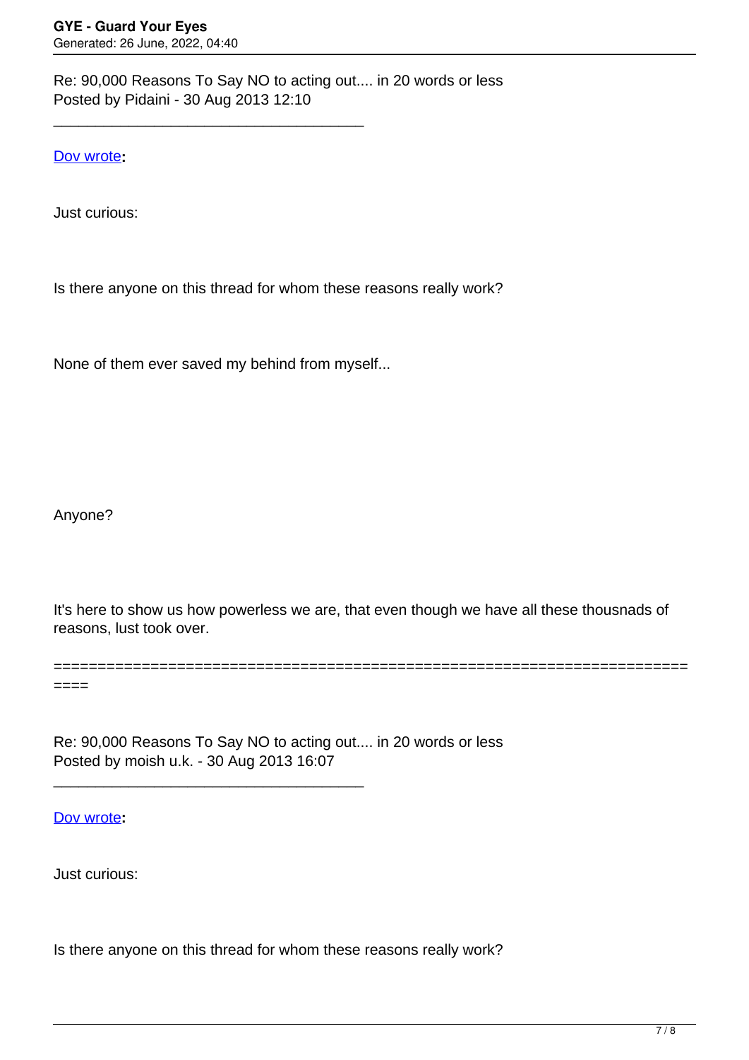Re: 90,000 Reasons To Say NO to acting out.... in 20 words or less
Posted by Pidaini - 30 Aug 2013 12:10

_____________________________________

Dov wrote**:**

Just curious:

Is there anyone on this thread for whom these reasons really work?

None of them ever saved my behind from myself...

Anyone?

It's here to show us how powerless we are, that even though we have all these thousnads of reasons, lust took over.

========================================================================

Re: 90,000 Reasons To Say NO to acting out.... in 20 words or less
Posted by moish u.k. - 30 Aug 2013 16:07

_____________________________________

Dov wrote**:**

Just curious:

Is there anyone on this thread for whom these reasons really work?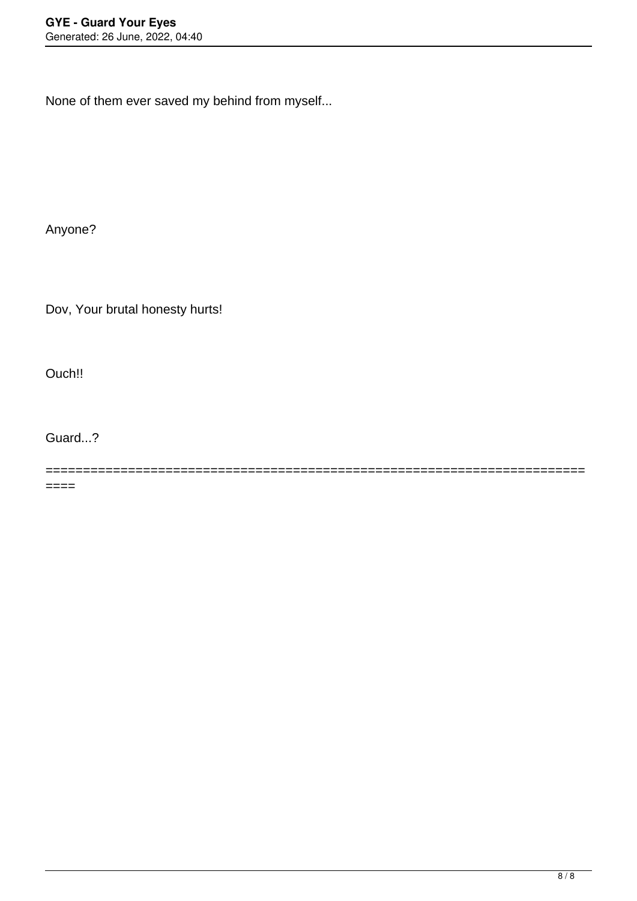None of them ever saved my behind from myself...

Anyone?

Dov, Your brutal honesty hurts!

Ouch!!

Guard...?

============================================================================